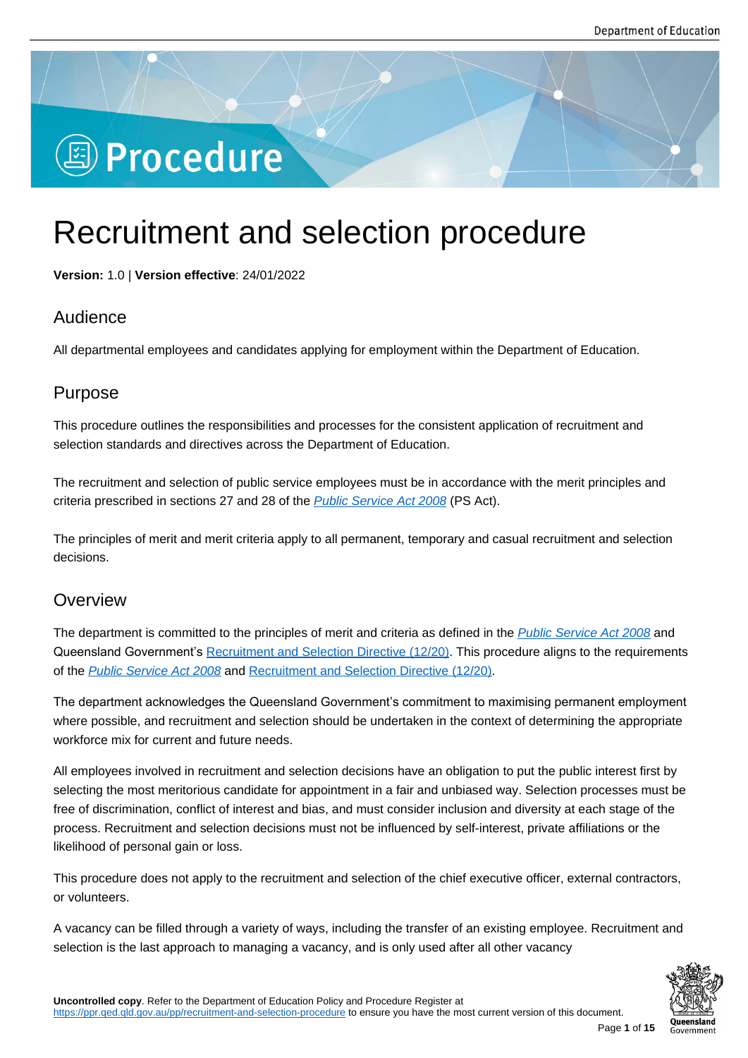# Procedure

# Recruitment and selection procedure

**Version:** 1.0 | **Version effective**: 24/01/2022

## Audience

All departmental employees and candidates applying for employment within the Department of Education.

## Purpose

This procedure outlines the responsibilities and processes for the consistent application of recruitment and selection standards and directives across the Department of Education.

The recruitment and selection of public service employees must be in accordance with the merit principles and criteria prescribed in sections 27 and 28 of the *Public Service Act 2008* (PS Act).

The principles of merit and merit criteria apply to all permanent, temporary and casual recruitment and selection decisions.

## Overview

The department is committed to the principles of merit and criteria as defined in the *Public Service Act 2008* and Queensland Government's Recruitment and Selection Directive (12/20). This procedure aligns to the requirements of the *Public Service Act 2008* and Recruitment and Selection Directive (12/20).

The department acknowledges the Queensland Government's commitment to maximising permanent employment where possible, and recruitment and selection should be undertaken in the context of determining the appropriate workforce mix for current and future needs.

All employees involved in recruitment and selection decisions have an obligation to put the public interest first by selecting the most meritorious candidate for appointment in a fair and unbiased way. Selection processes must be free of discrimination, conflict of interest and bias, and must consider inclusion and diversity at each stage of the process. Recruitment and selection decisions must not be influenced by self-interest, private affiliations or the likelihood of personal gain or loss.

This procedure does not apply to the recruitment and selection of the chief executive officer, external contractors, or volunteers.

A vacancy can be filled through a variety of ways, including the transfer of an existing employee. Recruitment and selection is the last approach to managing a vacancy, and is only used after all other vacancy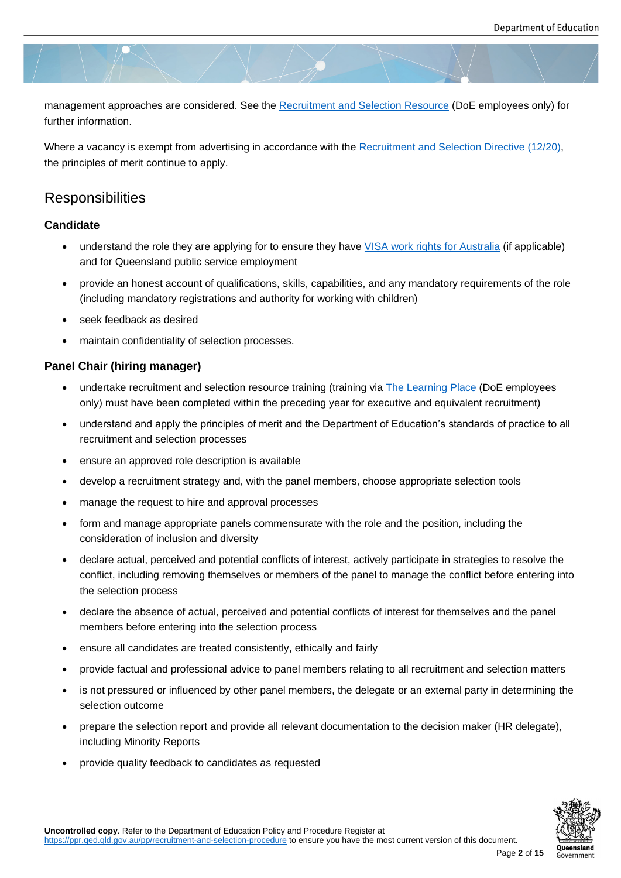management approaches are considered. See the Recruitment and Selection Resource (DoE employees only) for further information.

Where a vacancy is exempt from advertising in accordance with the Recruitment and Selection Directive (12/20), the principles of merit continue to apply.

## Responsibilities

### Candidate

- understand the role they are applying for to ensure they have VISA work rights for Australia (if applicable) and for Queensland public service employment
- provide an honest account of qualifications, skills, capabilities, and any mandatory requirements of the role (including mandatory registrations and authority for working with children)
- seek feedback as desired
- maintain confidentiality of selection processes.

### Panel Chair (hiring manager)

- undertake recruitment and selection resource training (training via The Learning Place (DoE employees only) must have been completed within the preceding year for executive and equivalent recruitment)
- understand and apply the principles of merit and the Department of Education's standards of practice to all recruitment and selection processes
- ensure an approved role description is available
- develop a recruitment strategy and, with the panel members, choose appropriate selection tools
- manage the request to hire and approval processes
- form and manage appropriate panels commensurate with the role and the position, including the consideration of inclusion and diversity
- declare actual, perceived and potential conflicts of interest, actively participate in strategies to resolve the conflict, including removing themselves or members of the panel to manage the conflict before entering into the selection process
- declare the absence of actual, perceived and potential conflicts of interest for themselves and the panel members before entering into the selection process
- ensure all candidates are treated consistently, ethically and fairly
- provide factual and professional advice to panel members relating to all recruitment and selection matters
- is not pressured or influenced by other panel members, the delegate or an external party in determining the selection outcome
- prepare the selection report and provide all relevant documentation to the decision maker (HR delegate), including Minority Reports
- provide quality feedback to candidates as requested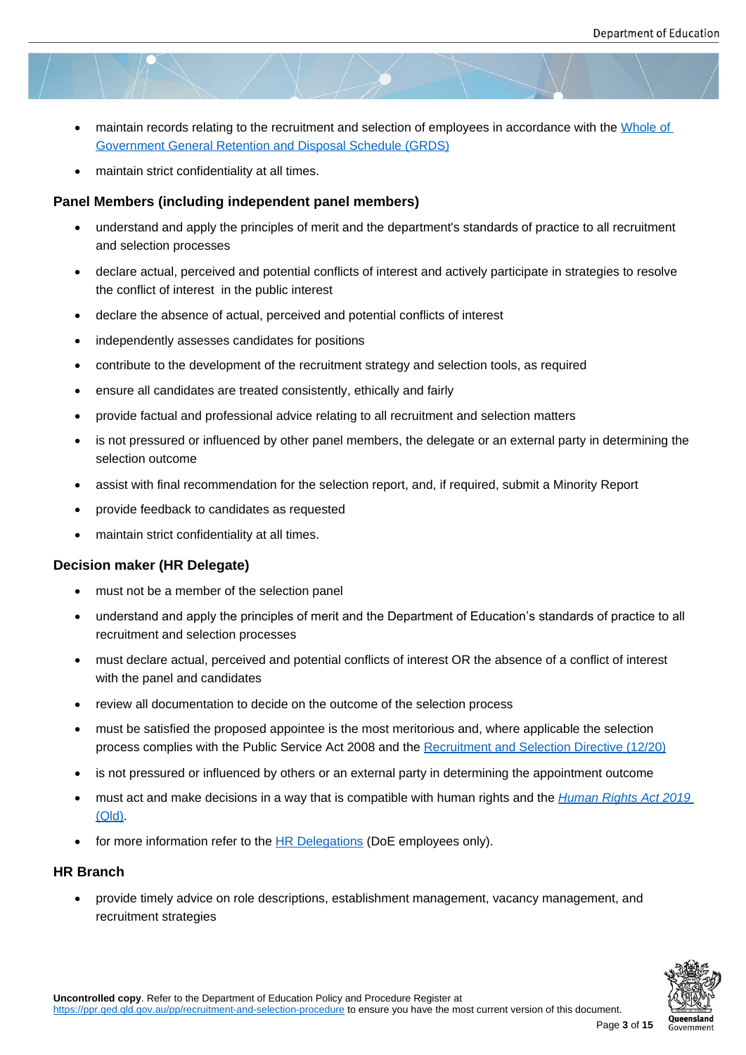- maintain records relating to the recruitment and selection of employees in accordance with the [Whole of Government General Retention and Disposal Schedule (GRDS)]
- maintain strict confidentiality at all times.

### Panel Members (including independent panel members)

- understand and apply the principles of merit and the department's standards of practice to all recruitment and selection processes
- declare actual, perceived and potential conflicts of interest and actively participate in strategies to resolve the conflict of interest in the public interest
- declare the absence of actual, perceived and potential conflicts of interest
- independently assesses candidates for positions
- contribute to the development of the recruitment strategy and selection tools, as required
- ensure all candidates are treated consistently, ethically and fairly
- provide factual and professional advice relating to all recruitment and selection matters
- is not pressured or influenced by other panel members, the delegate or an external party in determining the selection outcome
- assist with final recommendation for the selection report, and, if required, submit a Minority Report
- provide feedback to candidates as requested
- maintain strict confidentiality at all times.

### Decision maker (HR Delegate)

- must not be a member of the selection panel
- understand and apply the principles of merit and the Department of Education's standards of practice to all recruitment and selection processes
- must declare actual, perceived and potential conflicts of interest OR the absence of a conflict of interest with the panel and candidates
- review all documentation to decide on the outcome of the selection process
- must be satisfied the proposed appointee is the most meritorious and, where applicable the selection process complies with the Public Service Act 2008 and the [Recruitment and Selection Directive (12/20)]
- is not pressured or influenced by others or an external party in determining the appointment outcome
- must act and make decisions in a way that is compatible with human rights and the *[Human Rights Act 2019 (Qld)]*.
- for more information refer to the [HR Delegations] (DoE employees only).

### HR Branch

- provide timely advice on role descriptions, establishment management, vacancy management, and recruitment strategies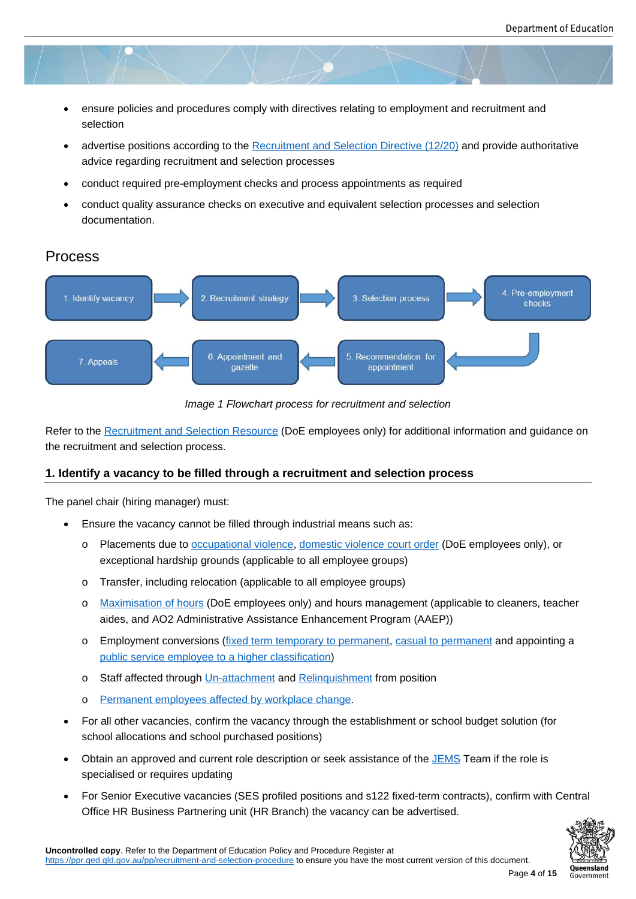- ensure policies and procedures comply with directives relating to employment and recruitment and selection
- advertise positions according to the Recruitment and Selection Directive (12/20) and provide authoritative advice regarding recruitment and selection processes
- conduct required pre-employment checks and process appointments as required
- conduct quality assurance checks on executive and equivalent selection processes and selection documentation.

## Process

1. Identify vacancy → 2. Recruitment strategy → 3. Selection process → 4. Pre-employment checks → 5. Recommendation for appointment → 6. Appointment and gazette → 7. Appeals

*Image 1 Flowchart process for recruitment and selection*

Refer to the Recruitment and Selection Resource (DoE employees only) for additional information and guidance on the recruitment and selection process.

### 1. Identify a vacancy to be filled through a recruitment and selection process

The panel chair (hiring manager) must:

- Ensure the vacancy cannot be filled through industrial means such as:
  - Placements due to occupational violence, domestic violence court order (DoE employees only), or exceptional hardship grounds (applicable to all employee groups)
  - Transfer, including relocation (applicable to all employee groups)
  - Maximisation of hours (DoE employees only) and hours management (applicable to cleaners, teacher aides, and AO2 Administrative Assistance Enhancement Program (AAEP))
  - Employment conversions (fixed term temporary to permanent, casual to permanent and appointing a public service employee to a higher classification)
  - Staff affected through Un-attachment and Relinquishment from position
  - Permanent employees affected by workplace change.
- For all other vacancies, confirm the vacancy through the establishment or school budget solution (for school allocations and school purchased positions)
- Obtain an approved and current role description or seek assistance of the JEMS Team if the role is specialised or requires updating
- For Senior Executive vacancies (SES profiled positions and s122 fixed-term contracts), confirm with Central Office HR Business Partnering unit (HR Branch) the vacancy can be advertised.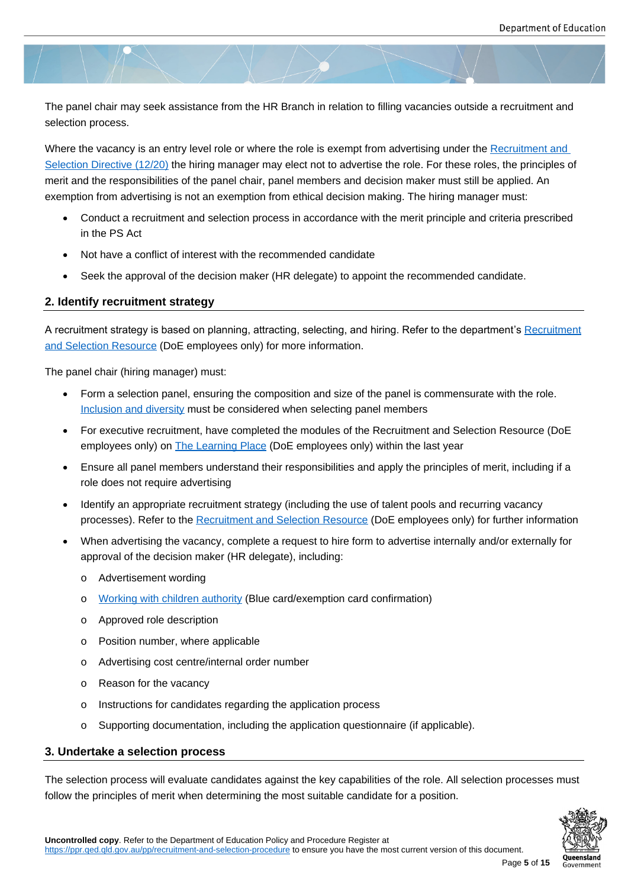The panel chair may seek assistance from the HR Branch in relation to filling vacancies outside a recruitment and selection process.

Where the vacancy is an entry level role or where the role is exempt from advertising under the [Recruitment and Selection Directive (12/20)](#) the hiring manager may elect not to advertise the role. For these roles, the principles of merit and the responsibilities of the panel chair, panel members and decision maker must still be applied. An exemption from advertising is not an exemption from ethical decision making. The hiring manager must:

- Conduct a recruitment and selection process in accordance with the merit principle and criteria prescribed in the PS Act
- Not have a conflict of interest with the recommended candidate
- Seek the approval of the decision maker (HR delegate) to appoint the recommended candidate.

## 2. Identify recruitment strategy

A recruitment strategy is based on planning, attracting, selecting, and hiring. Refer to the department's [Recruitment and Selection Resource](#) (DoE employees only) for more information.

The panel chair (hiring manager) must:

- Form a selection panel, ensuring the composition and size of the panel is commensurate with the role. [Inclusion and diversity](#) must be considered when selecting panel members
- For executive recruitment, have completed the modules of the Recruitment and Selection Resource (DoE employees only) on [The Learning Place](#) (DoE employees only) within the last year
- Ensure all panel members understand their responsibilities and apply the principles of merit, including if a role does not require advertising
- Identify an appropriate recruitment strategy (including the use of talent pools and recurring vacancy processes). Refer to the [Recruitment and Selection Resource](#) (DoE employees only) for further information
- When advertising the vacancy, complete a request to hire form to advertise internally and/or externally for approval of the decision maker (HR delegate), including:
  - Advertisement wording
  - [Working with children authority](#) (Blue card/exemption card confirmation)
  - Approved role description
  - Position number, where applicable
  - Advertising cost centre/internal order number
  - Reason for the vacancy
  - Instructions for candidates regarding the application process
  - Supporting documentation, including the application questionnaire (if applicable).

## 3. Undertake a selection process

The selection process will evaluate candidates against the key capabilities of the role. All selection processes must follow the principles of merit when determining the most suitable candidate for a position.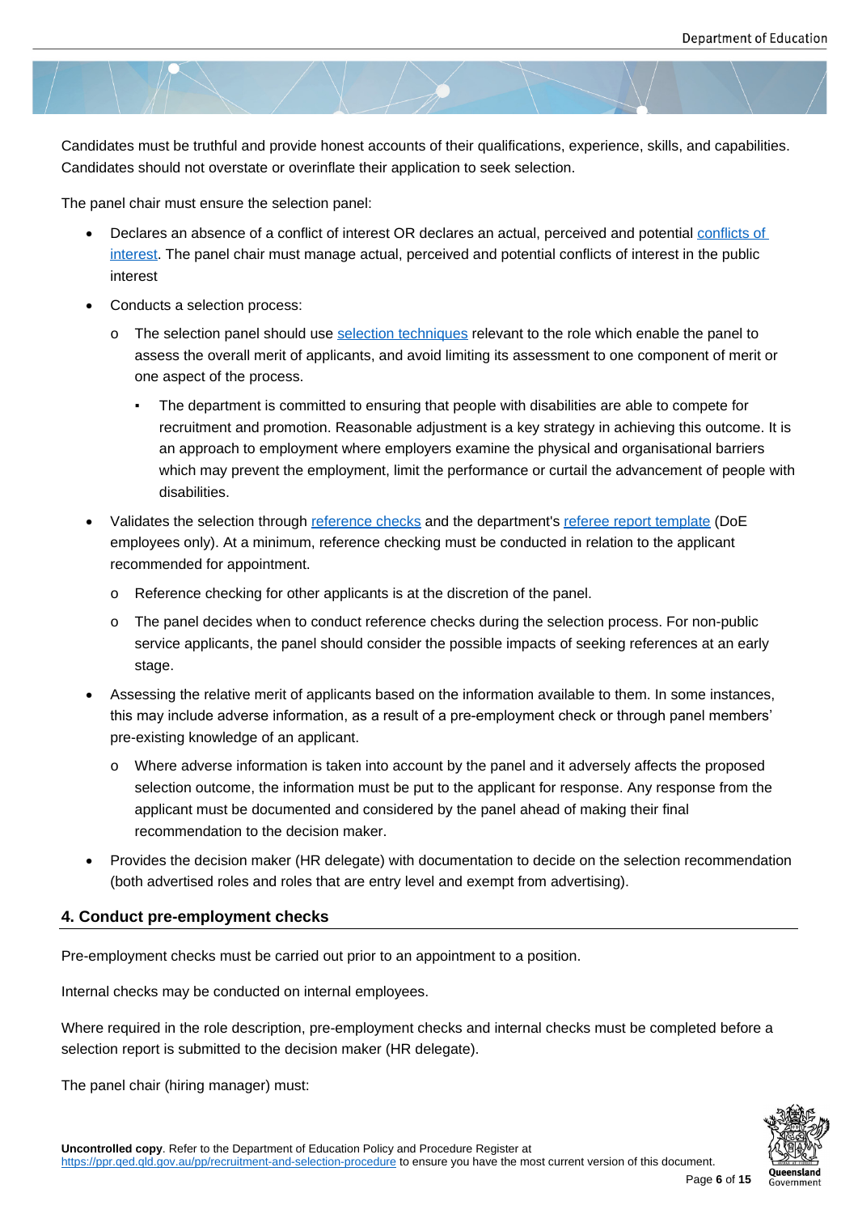Candidates must be truthful and provide honest accounts of their qualifications, experience, skills, and capabilities. Candidates should not overstate or overinflate their application to seek selection.

The panel chair must ensure the selection panel:

- Declares an absence of a conflict of interest OR declares an actual, perceived and potential conflicts of interest. The panel chair must manage actual, perceived and potential conflicts of interest in the public interest
- Conducts a selection process:
  - The selection panel should use selection techniques relevant to the role which enable the panel to assess the overall merit of applicants, and avoid limiting its assessment to one component of merit or one aspect of the process.
    - The department is committed to ensuring that people with disabilities are able to compete for recruitment and promotion. Reasonable adjustment is a key strategy in achieving this outcome. It is an approach to employment where employers examine the physical and organisational barriers which may prevent the employment, limit the performance or curtail the advancement of people with disabilities.
- Validates the selection through reference checks and the department's referee report template (DoE employees only). At a minimum, reference checking must be conducted in relation to the applicant recommended for appointment.
  - Reference checking for other applicants is at the discretion of the panel.
  - The panel decides when to conduct reference checks during the selection process. For non-public service applicants, the panel should consider the possible impacts of seeking references at an early stage.
- Assessing the relative merit of applicants based on the information available to them. In some instances, this may include adverse information, as a result of a pre-employment check or through panel members' pre-existing knowledge of an applicant.
  - Where adverse information is taken into account by the panel and it adversely affects the proposed selection outcome, the information must be put to the applicant for response. Any response from the applicant must be documented and considered by the panel ahead of making their final recommendation to the decision maker.
- Provides the decision maker (HR delegate) with documentation to decide on the selection recommendation (both advertised roles and roles that are entry level and exempt from advertising).

## 4. Conduct pre-employment checks

Pre-employment checks must be carried out prior to an appointment to a position.

Internal checks may be conducted on internal employees.

Where required in the role description, pre-employment checks and internal checks must be completed before a selection report is submitted to the decision maker (HR delegate).

The panel chair (hiring manager) must: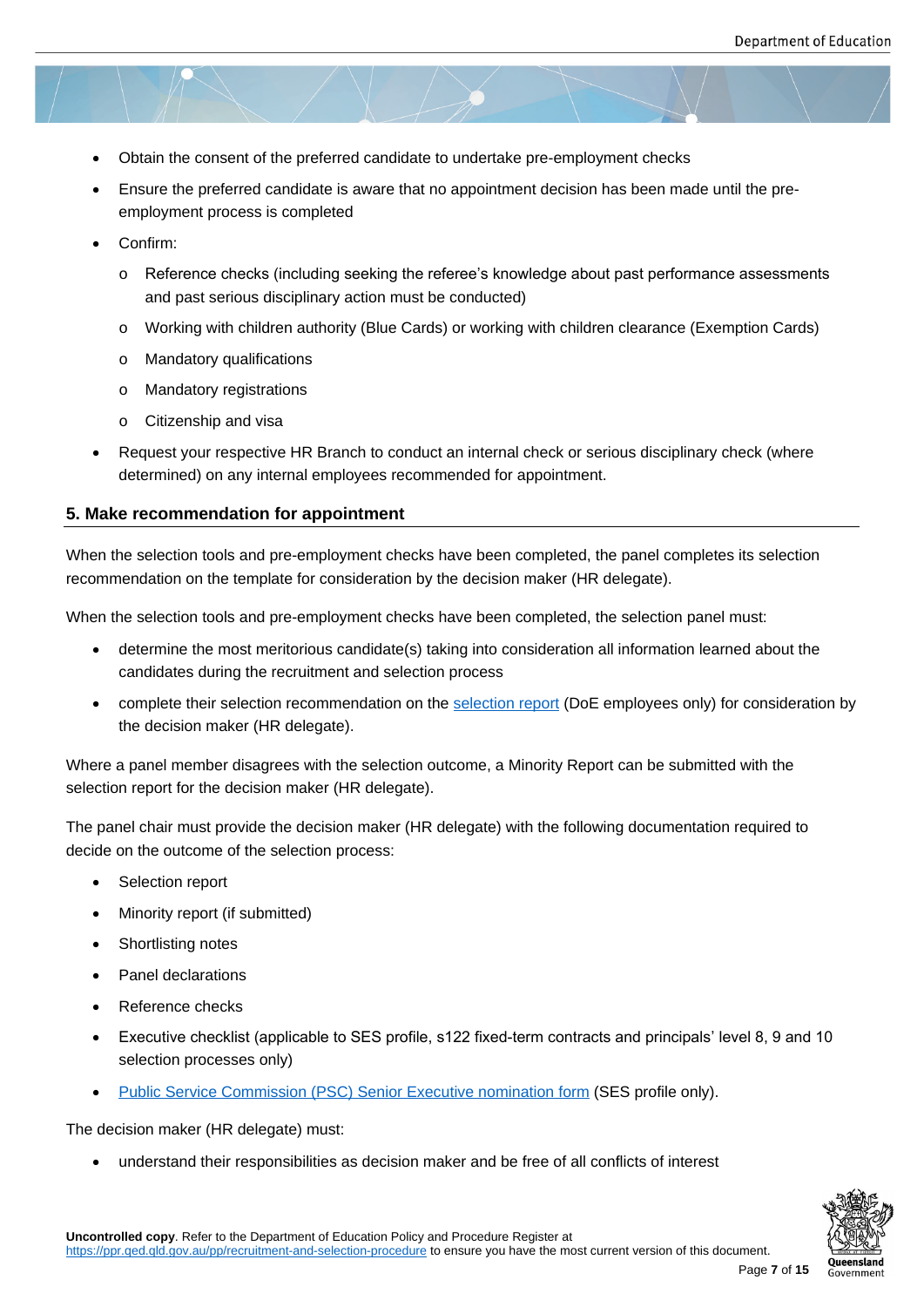- Obtain the consent of the preferred candidate to undertake pre-employment checks
- Ensure the preferred candidate is aware that no appointment decision has been made until the pre-employment process is completed
- Confirm:
  - Reference checks (including seeking the referee's knowledge about past performance assessments and past serious disciplinary action must be conducted)
  - Working with children authority (Blue Cards) or working with children clearance (Exemption Cards)
  - Mandatory qualifications
  - Mandatory registrations
  - Citizenship and visa
- Request your respective HR Branch to conduct an internal check or serious disciplinary check (where determined) on any internal employees recommended for appointment.

## 5. Make recommendation for appointment

When the selection tools and pre-employment checks have been completed, the panel completes its selection recommendation on the template for consideration by the decision maker (HR delegate).

When the selection tools and pre-employment checks have been completed, the selection panel must:

- determine the most meritorious candidate(s) taking into consideration all information learned about the candidates during the recruitment and selection process
- complete their selection recommendation on the selection report (DoE employees only) for consideration by the decision maker (HR delegate).

Where a panel member disagrees with the selection outcome, a Minority Report can be submitted with the selection report for the decision maker (HR delegate).

The panel chair must provide the decision maker (HR delegate) with the following documentation required to decide on the outcome of the selection process:

- Selection report
- Minority report (if submitted)
- Shortlisting notes
- Panel declarations
- Reference checks
- Executive checklist (applicable to SES profile, s122 fixed-term contracts and principals' level 8, 9 and 10 selection processes only)
- Public Service Commission (PSC) Senior Executive nomination form (SES profile only).

The decision maker (HR delegate) must:

- understand their responsibilities as decision maker and be free of all conflicts of interest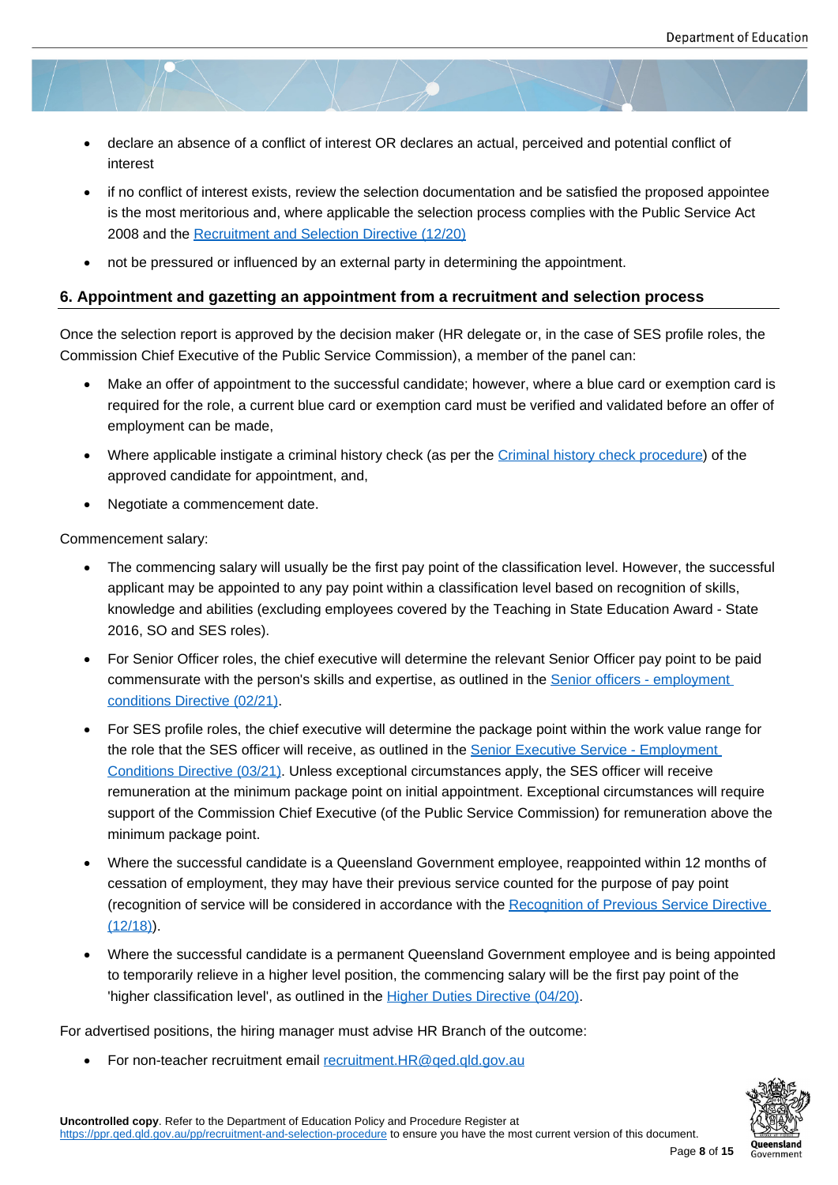- declare an absence of a conflict of interest OR declares an actual, perceived and potential conflict of interest
- if no conflict of interest exists, review the selection documentation and be satisfied the proposed appointee is the most meritorious and, where applicable the selection process complies with the Public Service Act 2008 and the [Recruitment and Selection Directive (12/20)]
- not be pressured or influenced by an external party in determining the appointment.

## 6. Appointment and gazetting an appointment from a recruitment and selection process

Once the selection report is approved by the decision maker (HR delegate or, in the case of SES profile roles, the Commission Chief Executive of the Public Service Commission), a member of the panel can:

- Make an offer of appointment to the successful candidate; however, where a blue card or exemption card is required for the role, a current blue card or exemption card must be verified and validated before an offer of employment can be made,
- Where applicable instigate a criminal history check (as per the Criminal history check procedure) of the approved candidate for appointment, and,
- Negotiate a commencement date.

Commencement salary:

- The commencing salary will usually be the first pay point of the classification level. However, the successful applicant may be appointed to any pay point within a classification level based on recognition of skills, knowledge and abilities (excluding employees covered by the Teaching in State Education Award - State 2016, SO and SES roles).
- For Senior Officer roles, the chief executive will determine the relevant Senior Officer pay point to be paid commensurate with the person's skills and expertise, as outlined in the Senior officers - employment conditions Directive (02/21).
- For SES profile roles, the chief executive will determine the package point within the work value range for the role that the SES officer will receive, as outlined in the Senior Executive Service - Employment Conditions Directive (03/21). Unless exceptional circumstances apply, the SES officer will receive remuneration at the minimum package point on initial appointment. Exceptional circumstances will require support of the Commission Chief Executive (of the Public Service Commission) for remuneration above the minimum package point.
- Where the successful candidate is a Queensland Government employee, reappointed within 12 months of cessation of employment, they may have their previous service counted for the purpose of pay point (recognition of service will be considered in accordance with the Recognition of Previous Service Directive (12/18)).
- Where the successful candidate is a permanent Queensland Government employee and is being appointed to temporarily relieve in a higher level position, the commencing salary will be the first pay point of the 'higher classification level', as outlined in the Higher Duties Directive (04/20).

For advertised positions, the hiring manager must advise HR Branch of the outcome:

- For non-teacher recruitment email recruitment.HR@qed.qld.gov.au

**Uncontrolled copy**. Refer to the Department of Education Policy and Procedure Register at https://ppr.qed.qld.gov.au/pp/recruitment-and-selection-procedure to ensure you have the most current version of this document.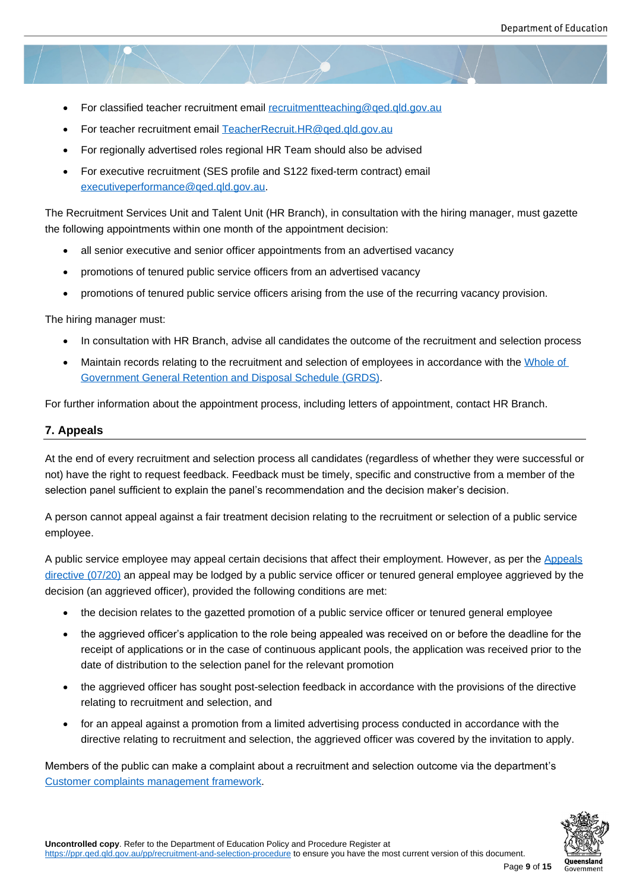- For classified teacher recruitment email recruitmentteaching@qed.qld.gov.au
- For teacher recruitment email TeacherRecruit.HR@qed.qld.gov.au
- For regionally advertised roles regional HR Team should also be advised
- For executive recruitment (SES profile and S122 fixed-term contract) email executiveperformance@qed.qld.gov.au.

The Recruitment Services Unit and Talent Unit (HR Branch), in consultation with the hiring manager, must gazette the following appointments within one month of the appointment decision:

- all senior executive and senior officer appointments from an advertised vacancy
- promotions of tenured public service officers from an advertised vacancy
- promotions of tenured public service officers arising from the use of the recurring vacancy provision.

The hiring manager must:

- In consultation with HR Branch, advise all candidates the outcome of the recruitment and selection process
- Maintain records relating to the recruitment and selection of employees in accordance with the Whole of Government General Retention and Disposal Schedule (GRDS).

For further information about the appointment process, including letters of appointment, contact HR Branch.

## 7. Appeals

At the end of every recruitment and selection process all candidates (regardless of whether they were successful or not) have the right to request feedback. Feedback must be timely, specific and constructive from a member of the selection panel sufficient to explain the panel's recommendation and the decision maker's decision.

A person cannot appeal against a fair treatment decision relating to the recruitment or selection of a public service employee.

A public service employee may appeal certain decisions that affect their employment. However, as per the Appeals directive (07/20) an appeal may be lodged by a public service officer or tenured general employee aggrieved by the decision (an aggrieved officer), provided the following conditions are met:

- the decision relates to the gazetted promotion of a public service officer or tenured general employee
- the aggrieved officer's application to the role being appealed was received on or before the deadline for the receipt of applications or in the case of continuous applicant pools, the application was received prior to the date of distribution to the selection panel for the relevant promotion
- the aggrieved officer has sought post-selection feedback in accordance with the provisions of the directive relating to recruitment and selection, and
- for an appeal against a promotion from a limited advertising process conducted in accordance with the directive relating to recruitment and selection, the aggrieved officer was covered by the invitation to apply.

Members of the public can make a complaint about a recruitment and selection outcome via the department's Customer complaints management framework.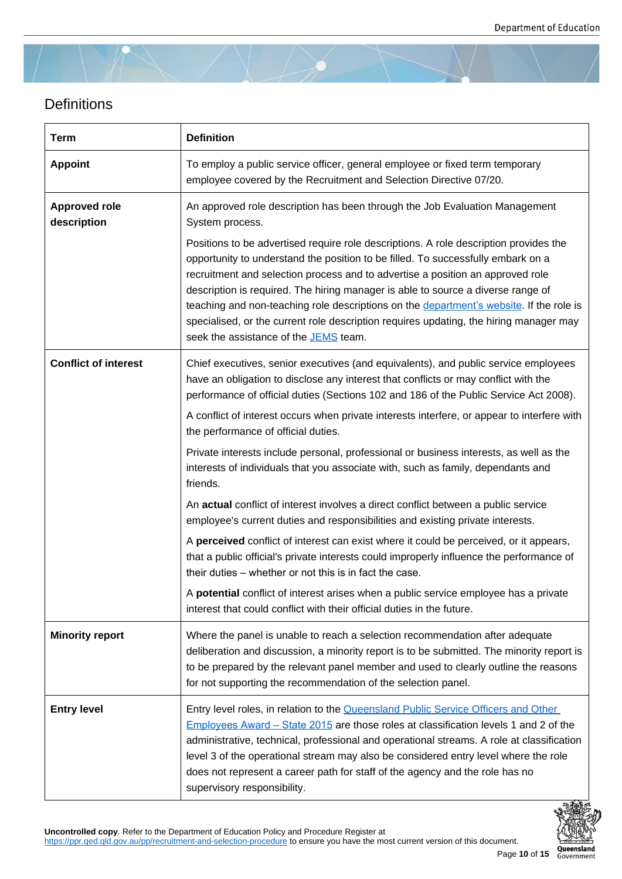## Definitions

| Term | Definition |
| --- | --- |
| **Appoint** | To employ a public service officer, general employee or fixed term temporary employee covered by the Recruitment and Selection Directive 07/20. |
| **Approved role description** | An approved role description has been through the Job Evaluation Management System process.<br><br>Positions to be advertised require role descriptions. A role description provides the opportunity to understand the position to be filled. To successfully embark on a recruitment and selection process and to advertise a position an approved role description is required. The hiring manager is able to source a diverse range of teaching and non-teaching role descriptions on the department's website. If the role is specialised, or the current role description requires updating, the hiring manager may seek the assistance of the JEMS team. |
| **Conflict of interest** | Chief executives, senior executives (and equivalents), and public service employees have an obligation to disclose any interest that conflicts or may conflict with the performance of official duties (Sections 102 and 186 of the Public Service Act 2008).<br><br>A conflict of interest occurs when private interests interfere, or appear to interfere with the performance of official duties.<br><br>Private interests include personal, professional or business interests, as well as the interests of individuals that you associate with, such as family, dependants and friends.<br><br>An **actual** conflict of interest involves a direct conflict between a public service employee's current duties and responsibilities and existing private interests.<br><br>A **perceived** conflict of interest can exist where it could be perceived, or it appears, that a public official's private interests could improperly influence the performance of their duties – whether or not this is in fact the case.<br><br>A **potential** conflict of interest arises when a public service employee has a private interest that could conflict with their official duties in the future. |
| **Minority report** | Where the panel is unable to reach a selection recommendation after adequate deliberation and discussion, a minority report is to be submitted. The minority report is to be prepared by the relevant panel member and used to clearly outline the reasons for not supporting the recommendation of the selection panel. |
| **Entry level** | Entry level roles, in relation to the Queensland Public Service Officers and Other Employees Award – State 2015 are those roles at classification levels 1 and 2 of the administrative, technical, professional and operational streams. A role at classification level 3 of the operational stream may also be considered entry level where the role does not represent a career path for staff of the agency and the role has no supervisory responsibility. |

**Uncontrolled copy**. Refer to the Department of Education Policy and Procedure Register at https://ppr.qed.qld.gov.au/pp/recruitment-and-selection-procedure to ensure you have the most current version of this document.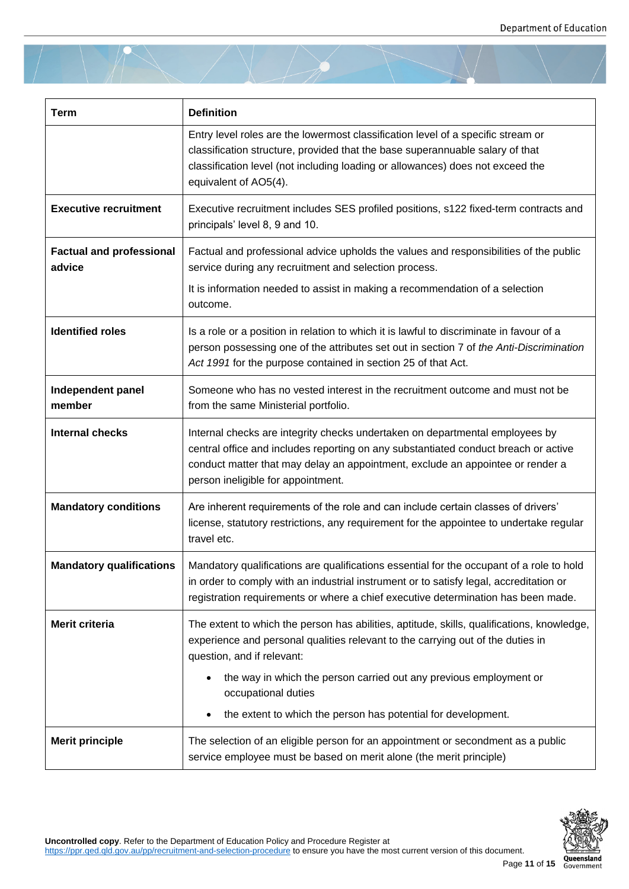| Term | Definition |
|---|---|
| | Entry level roles are the lowermost classification level of a specific stream or classification structure, provided that the base superannuable salary of that classification level (not including loading or allowances) does not exceed the equivalent of AO5(4). |
| **Executive recruitment** | Executive recruitment includes SES profiled positions, s122 fixed-term contracts and principals' level 8, 9 and 10. |
| **Factual and professional advice** | Factual and professional advice upholds the values and responsibilities of the public service during any recruitment and selection process.<br><br>It is information needed to assist in making a recommendation of a selection outcome. |
| **Identified roles** | Is a role or a position in relation to which it is lawful to discriminate in favour of a person possessing one of the attributes set out in section 7 of *the Anti-Discrimination Act 1991* for the purpose contained in section 25 of that Act. |
| **Independent panel member** | Someone who has no vested interest in the recruitment outcome and must not be from the same Ministerial portfolio. |
| **Internal checks** | Internal checks are integrity checks undertaken on departmental employees by central office and includes reporting on any substantiated conduct breach or active conduct matter that may delay an appointment, exclude an appointee or render a person ineligible for appointment. |
| **Mandatory conditions** | Are inherent requirements of the role and can include certain classes of drivers' license, statutory restrictions, any requirement for the appointee to undertake regular travel etc. |
| **Mandatory qualifications** | Mandatory qualifications are qualifications essential for the occupant of a role to hold in order to comply with an industrial instrument or to satisfy legal, accreditation or registration requirements or where a chief executive determination has been made. |
| **Merit criteria** | The extent to which the person has abilities, aptitude, skills, qualifications, knowledge, experience and personal qualities relevant to the carrying out of the duties in question, and if relevant:<br><br>• the way in which the person carried out any previous employment or occupational duties<br><br>• the extent to which the person has potential for development. |
| **Merit principle** | The selection of an eligible person for an appointment or secondment as a public service employee must be based on merit alone (the merit principle) |

**Uncontrolled copy**. Refer to the Department of Education Policy and Procedure Register at https://ppr.qed.qld.gov.au/pp/recruitment-and-selection-procedure to ensure you have the most current version of this document.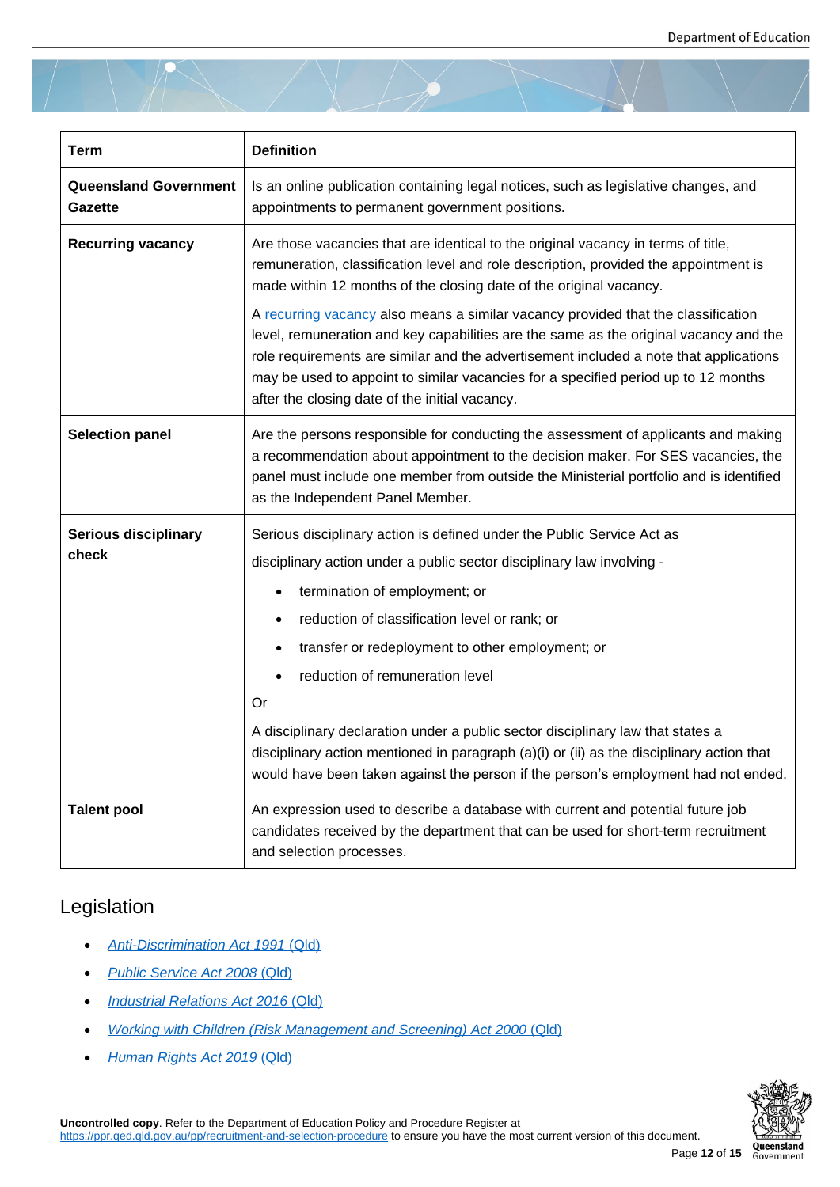| Term | Definition |
| --- | --- |
| **Queensland Government Gazette** | Is an online publication containing legal notices, such as legislative changes, and appointments to permanent government positions. |
| **Recurring vacancy** | Are those vacancies that are identical to the original vacancy in terms of title, remuneration, classification level and role description, provided the appointment is made within 12 months of the closing date of the original vacancy.<br><br>A recurring vacancy also means a similar vacancy provided that the classification level, remuneration and key capabilities are the same as the original vacancy and the role requirements are similar and the advertisement included a note that applications may be used to appoint to similar vacancies for a specified period up to 12 months after the closing date of the initial vacancy. |
| **Selection panel** | Are the persons responsible for conducting the assessment of applicants and making a recommendation about appointment to the decision maker. For SES vacancies, the panel must include one member from outside the Ministerial portfolio and is identified as the Independent Panel Member. |
| **Serious disciplinary check** | Serious disciplinary action is defined under the Public Service Act as<br><br>disciplinary action under a public sector disciplinary law involving -<br><br>• termination of employment; or<br>• reduction of classification level or rank; or<br>• transfer or redeployment to other employment; or<br>• reduction of remuneration level<br><br>Or<br><br>A disciplinary declaration under a public sector disciplinary law that states a disciplinary action mentioned in paragraph (a)(i) or (ii) as the disciplinary action that would have been taken against the person if the person's employment had not ended. |
| **Talent pool** | An expression used to describe a database with current and potential future job candidates received by the department that can be used for short-term recruitment and selection processes. |

## Legislation

- *Anti-Discrimination Act 1991* (Qld)
- *Public Service Act 2008* (Qld)
- *Industrial Relations Act 2016* (Qld)
- *Working with Children (Risk Management and Screening) Act 2000* (Qld)
- *Human Rights Act 2019* (Qld)

**Uncontrolled copy**. Refer to the Department of Education Policy and Procedure Register at https://ppr.qed.qld.gov.au/pp/recruitment-and-selection-procedure to ensure you have the most current version of this document.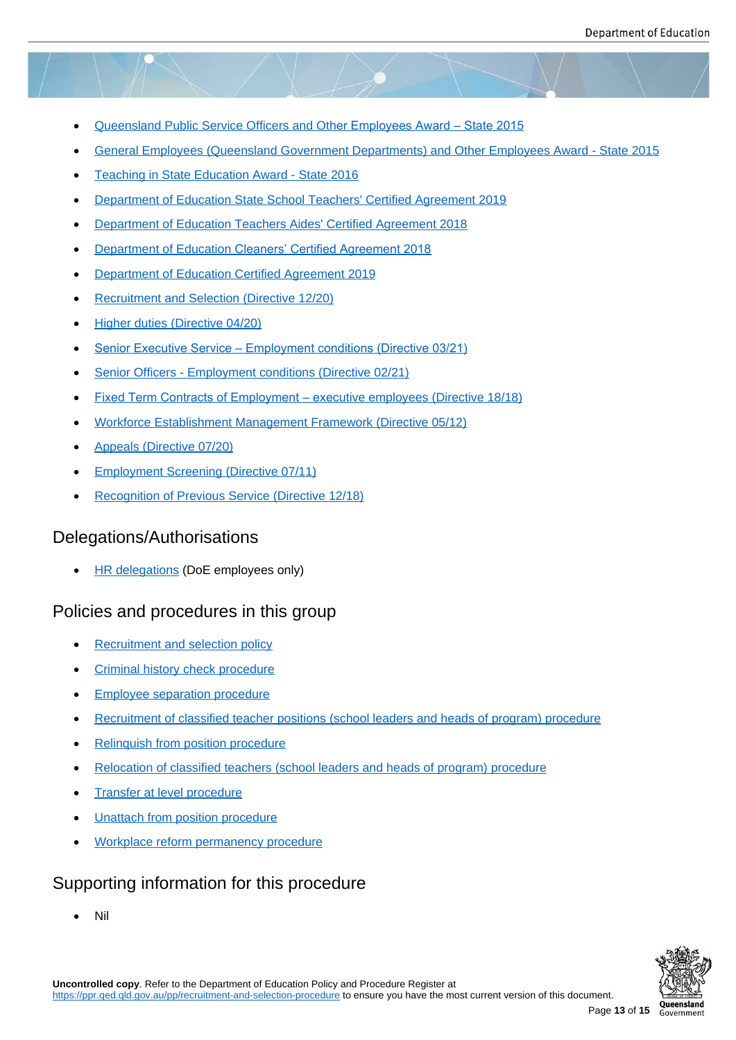- Queensland Public Service Officers and Other Employees Award – State 2015
- General Employees (Queensland Government Departments) and Other Employees Award - State 2015
- Teaching in State Education Award - State 2016
- Department of Education State School Teachers' Certified Agreement 2019
- Department of Education Teachers Aides' Certified Agreement 2018
- Department of Education Cleaners' Certified Agreement 2018
- Department of Education Certified Agreement 2019
- Recruitment and Selection (Directive 12/20)
- Higher duties (Directive 04/20)
- Senior Executive Service – Employment conditions (Directive 03/21)
- Senior Officers - Employment conditions (Directive 02/21)
- Fixed Term Contracts of Employment – executive employees (Directive 18/18)
- Workforce Establishment Management Framework (Directive 05/12)
- Appeals (Directive 07/20)
- Employment Screening (Directive 07/11)
- Recognition of Previous Service (Directive 12/18)

## Delegations/Authorisations

- HR delegations (DoE employees only)

## Policies and procedures in this group

- Recruitment and selection policy
- Criminal history check procedure
- Employee separation procedure
- Recruitment of classified teacher positions (school leaders and heads of program) procedure
- Relinquish from position procedure
- Relocation of classified teachers (school leaders and heads of program) procedure
- Transfer at level procedure
- Unattach from position procedure
- Workplace reform permanency procedure

## Supporting information for this procedure

- Nil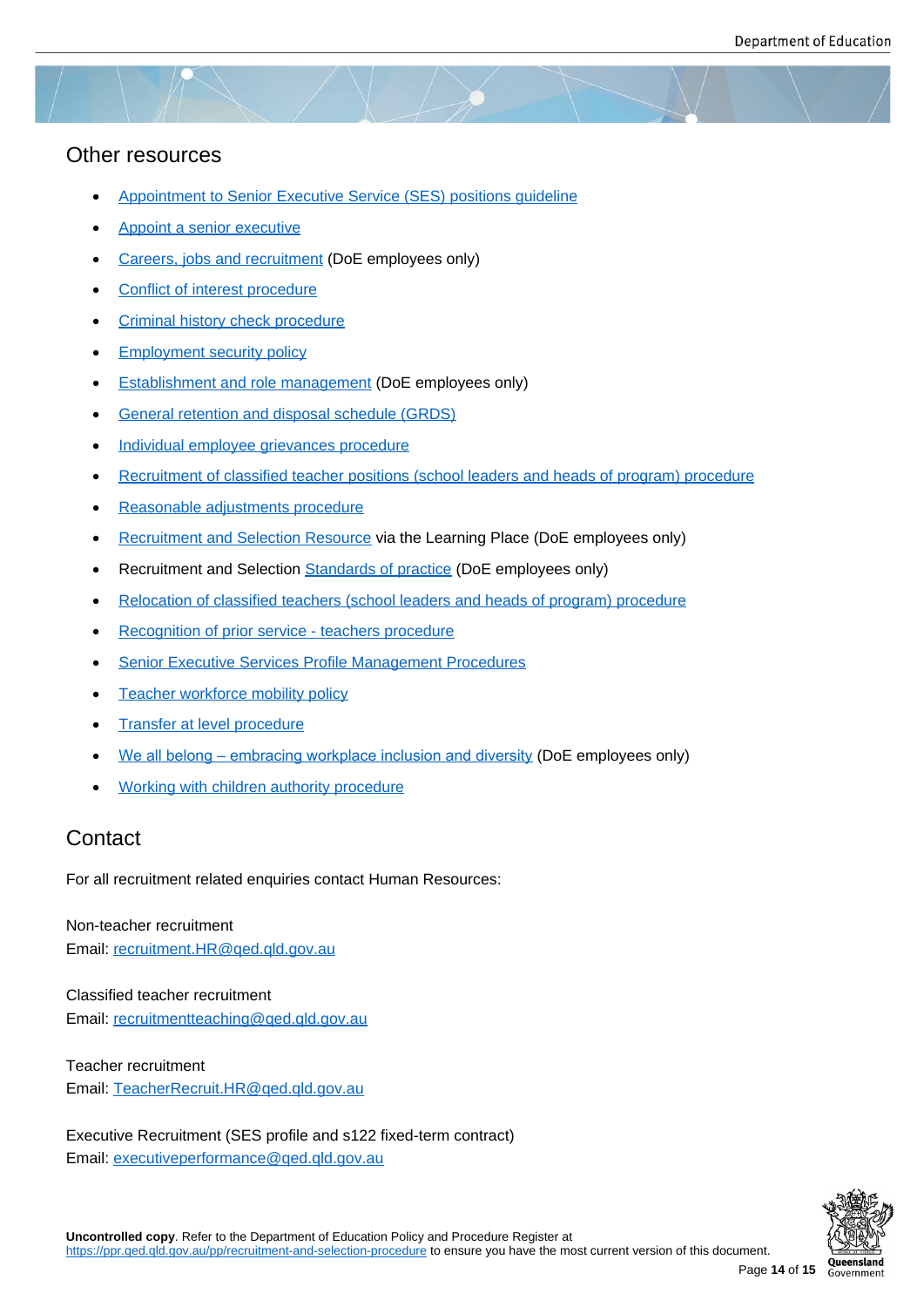## Other resources

- Appointment to Senior Executive Service (SES) positions guideline
- Appoint a senior executive
- Careers, jobs and recruitment (DoE employees only)
- Conflict of interest procedure
- Criminal history check procedure
- Employment security policy
- Establishment and role management (DoE employees only)
- General retention and disposal schedule (GRDS)
- Individual employee grievances procedure
- Recruitment of classified teacher positions (school leaders and heads of program) procedure
- Reasonable adjustments procedure
- Recruitment and Selection Resource via the Learning Place (DoE employees only)
- Recruitment and Selection Standards of practice (DoE employees only)
- Relocation of classified teachers (school leaders and heads of program) procedure
- Recognition of prior service - teachers procedure
- Senior Executive Services Profile Management Procedures
- Teacher workforce mobility policy
- Transfer at level procedure
- We all belong – embracing workplace inclusion and diversity (DoE employees only)
- Working with children authority procedure

## Contact

For all recruitment related enquiries contact Human Resources:

Non-teacher recruitment
Email: recruitment.HR@qed.qld.gov.au

Classified teacher recruitment
Email: recruitmentteaching@qed.qld.gov.au

Teacher recruitment
Email: TeacherRecruit.HR@qed.qld.gov.au

Executive Recruitment (SES profile and s122 fixed-term contract)
Email: executiveperformance@qed.qld.gov.au

**Uncontrolled copy**. Refer to the Department of Education Policy and Procedure Register at https://ppr.qed.qld.gov.au/pp/recruitment-and-selection-procedure to ensure you have the most current version of this document.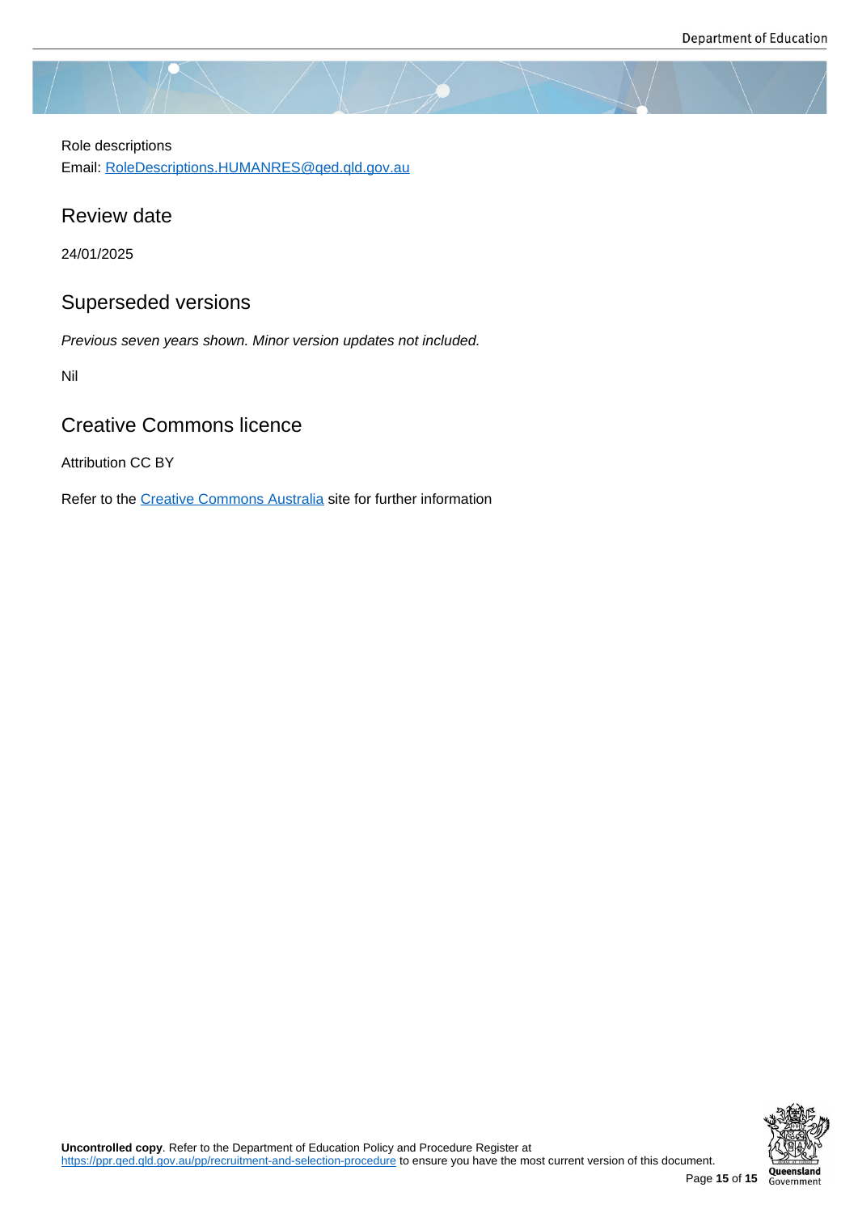Role descriptions
Email: [RoleDescriptions.HUMANRES@qed.qld.gov.au](mailto:RoleDescriptions.HUMANRES@qed.qld.gov.au)

## Review date

24/01/2025

## Superseded versions

*Previous seven years shown. Minor version updates not included.*

Nil

## Creative Commons licence

Attribution CC BY

Refer to the [Creative Commons Australia](#) site for further information